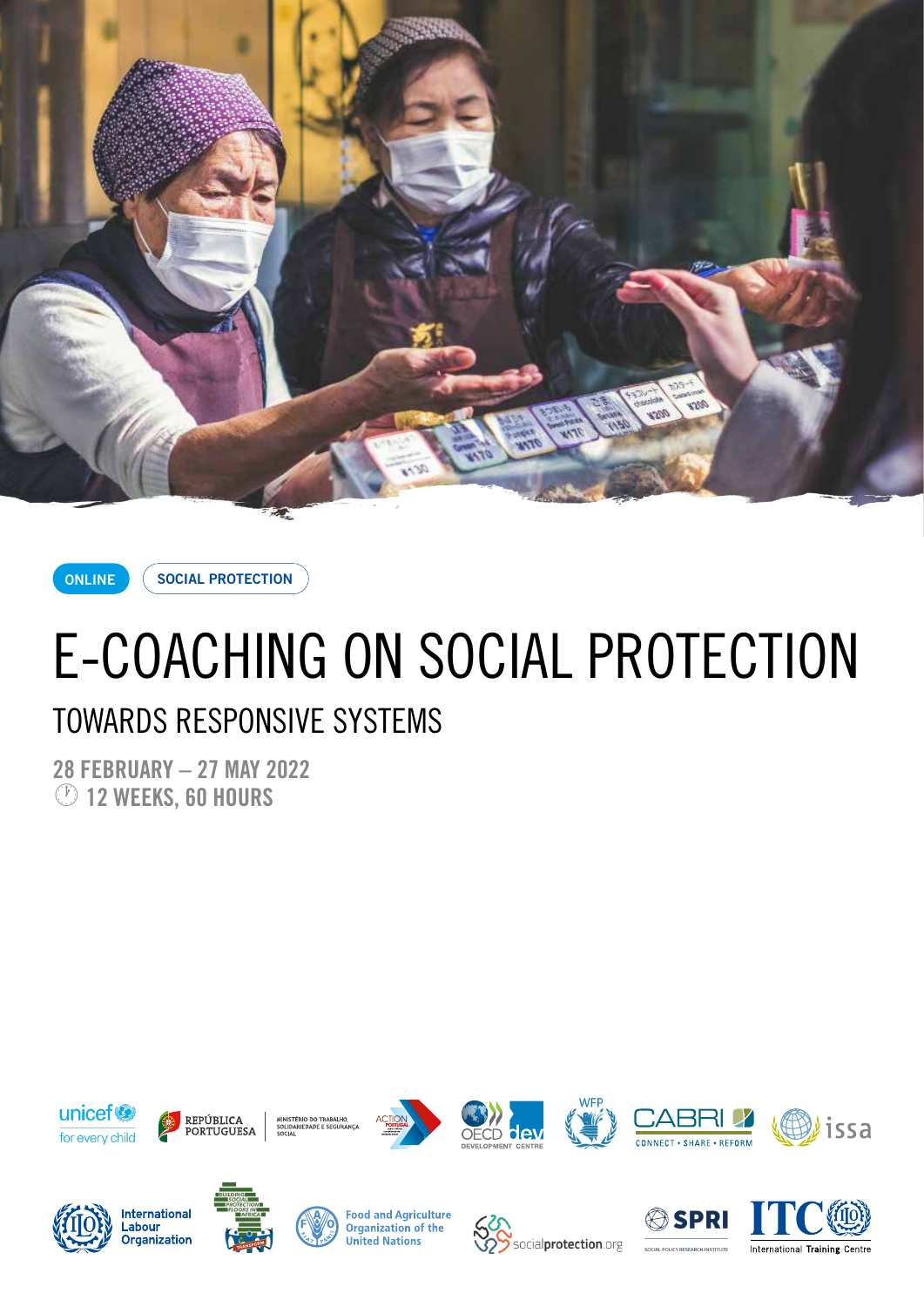ONLINE

SOCIAL PROTECTION

# E-COACHING ON SOCIAL PROTECTION

## TOWARDS RESPONSIVE SYSTEMS

**28 FEBRUARY – 27 MAY 2022**

**12 WEEKS, 60 HOURS**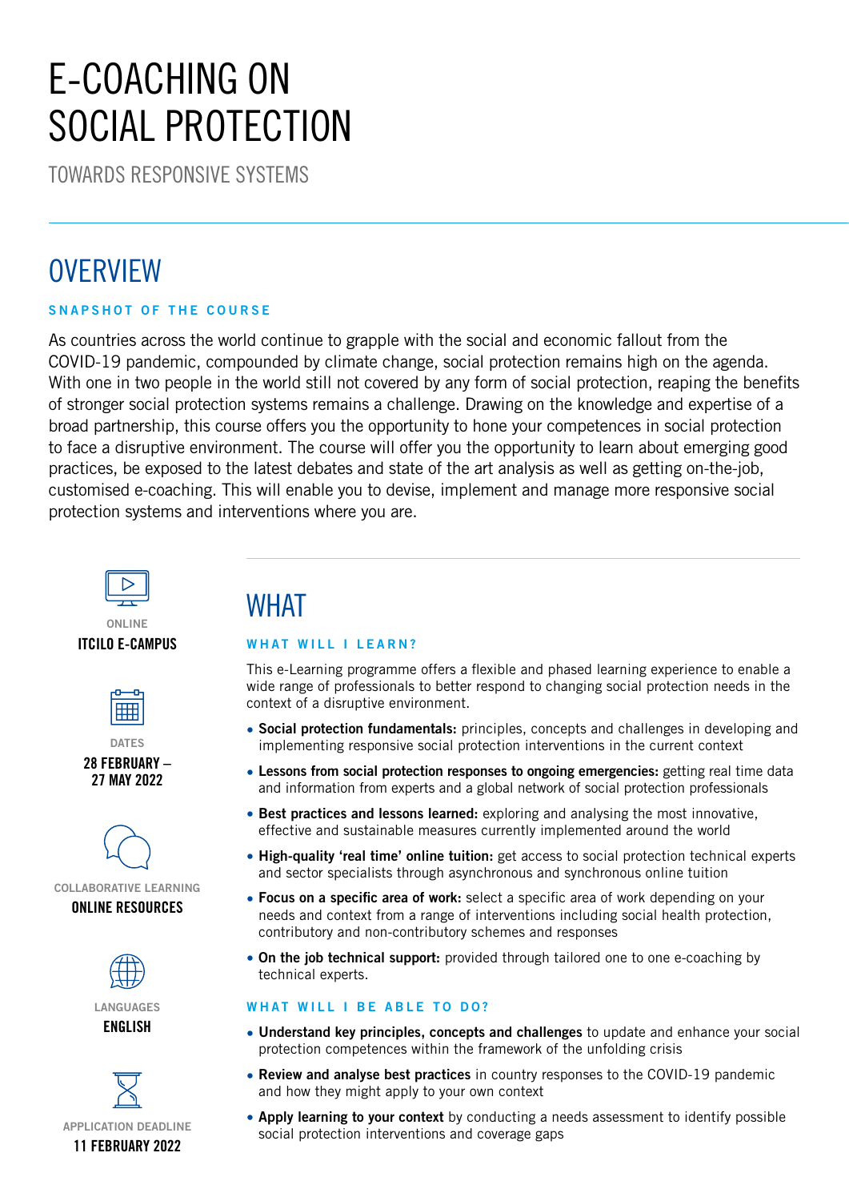# E-COACHING ON SOCIAL PROTECTION

TOWARDS RESPONSIVE SYSTEMS

## OVERVIEW

### SNAPSHOT OF THE COURSE

As countries across the world continue to grapple with the social and economic fallout from the COVID-19 pandemic, compounded by climate change, social protection remains high on the agenda. With one in two people in the world still not covered by any form of social protection, reaping the benefits of stronger social protection systems remains a challenge. Drawing on the knowledge and expertise of a broad partnership, this course offers you the opportunity to hone your competences in social protection to face a disruptive environment. The course will offer you the opportunity to learn about emerging good practices, be exposed to the latest debates and state of the art analysis as well as getting on-the-job, customised e-coaching. This will enable you to devise, implement and manage more responsive social protection systems and interventions where you are.

ONLINE
**ITCILO E-CAMPUS**

DATES
**28 FEBRUARY – 27 MAY 2022**

COLLABORATIVE LEARNING
**ONLINE RESOURCES**

LANGUAGES
**ENGLISH**

APPLICATION DEADLINE
**11 FEBRUARY 2022**

## WHAT

### WHAT WILL I LEARN?

This e-Learning programme offers a flexible and phased learning experience to enable a wide range of professionals to better respond to changing social protection needs in the context of a disruptive environment.

- **Social protection fundamentals:** principles, concepts and challenges in developing and implementing responsive social protection interventions in the current context
- **Lessons from social protection responses to ongoing emergencies:** getting real time data and information from experts and a global network of social protection professionals
- **Best practices and lessons learned:** exploring and analysing the most innovative, effective and sustainable measures currently implemented around the world
- **High-quality 'real time' online tuition:** get access to social protection technical experts and sector specialists through asynchronous and synchronous online tuition
- **Focus on a specific area of work:** select a specific area of work depending on your needs and context from a range of interventions including social health protection, contributory and non-contributory schemes and responses
- **On the job technical support:** provided through tailored one to one e-coaching by technical experts.

### WHAT WILL I BE ABLE TO DO?

- **Understand key principles, concepts and challenges** to update and enhance your social protection competences within the framework of the unfolding crisis
- **Review and analyse best practices** in country responses to the COVID-19 pandemic and how they might apply to your own context
- **Apply learning to your context** by conducting a needs assessment to identify possible social protection interventions and coverage gaps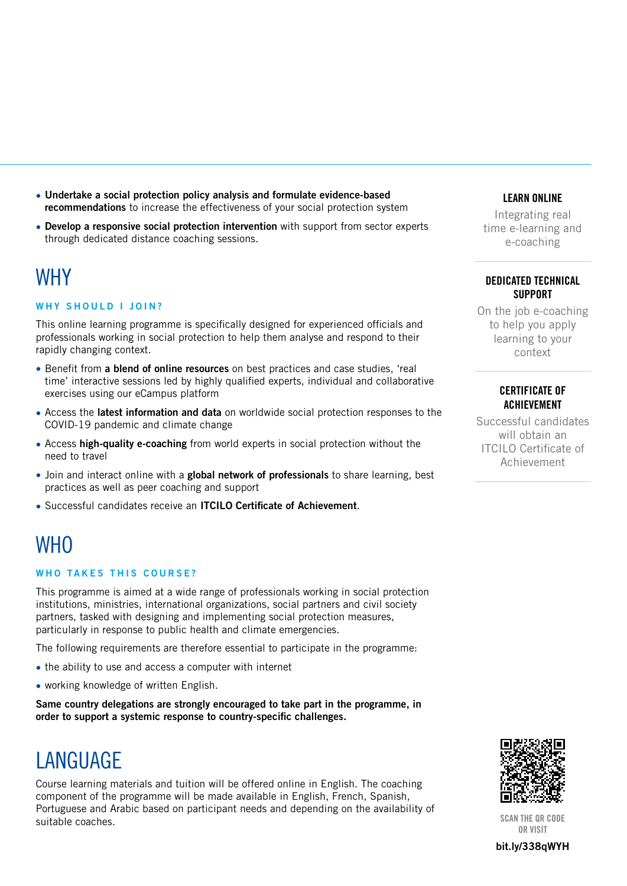- **Undertake a social protection policy analysis and formulate evidence-based recommendations** to increase the effectiveness of your social protection system
- **Develop a responsive social protection intervention** with support from sector experts through dedicated distance coaching sessions.

# WHY

### WHY SHOULD I JOIN?

This online learning programme is specifically designed for experienced officials and professionals working in social protection to help them analyse and respond to their rapidly changing context.

- Benefit from **a blend of online resources** on best practices and case studies, 'real time' interactive sessions led by highly qualified experts, individual and collaborative exercises using our eCampus platform
- Access the **latest information and data** on worldwide social protection responses to the COVID-19 pandemic and climate change
- Access **high-quality e-coaching** from world experts in social protection without the need to travel
- Join and interact online with a **global network of professionals** to share learning, best practices as well as peer coaching and support
- Successful candidates receive an **ITCILO Certificate of Achievement**.

# WHO

### WHO TAKES THIS COURSE?

This programme is aimed at a wide range of professionals working in social protection institutions, ministries, international organizations, social partners and civil society partners, tasked with designing and implementing social protection measures, particularly in response to public health and climate emergencies.

The following requirements are therefore essential to participate in the programme:

- the ability to use and access a computer with internet
- working knowledge of written English.

**Same country delegations are strongly encouraged to take part in the programme, in order to support a systemic response to country-specific challenges.**

# LANGUAGE

Course learning materials and tuition will be offered online in English. The coaching component of the programme will be made available in English, French, Spanish, Portuguese and Arabic based on participant needs and depending on the availability of suitable coaches.

**LEARN ONLINE**

Integrating real time e-learning and e-coaching

**DEDICATED TECHNICAL SUPPORT**

On the job e-coaching to help you apply learning to your context

**CERTIFICATE OF ACHIEVEMENT**

Successful candidates will obtain an ITCILO Certificate of Achievement

SCAN THE QR CODE OR VISIT

**bit.ly/338qWYH**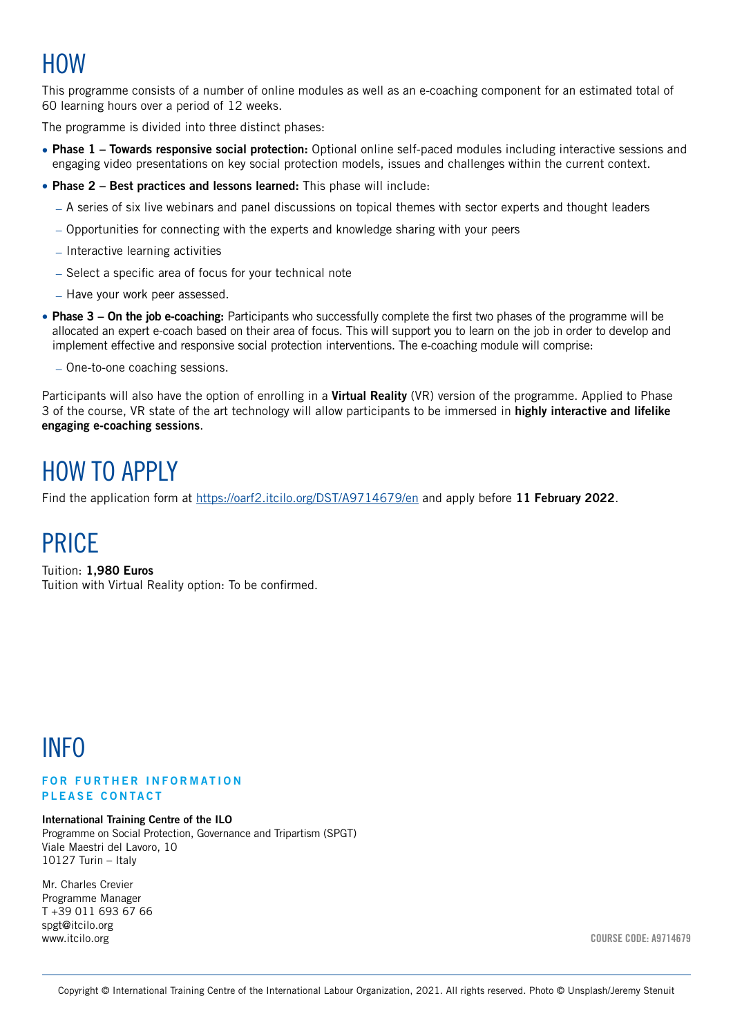# HOW

This programme consists of a number of online modules as well as an e-coaching component for an estimated total of 60 learning hours over a period of 12 weeks.

The programme is divided into three distinct phases:

- **Phase 1 – Towards responsive social protection:** Optional online self-paced modules including interactive sessions and engaging video presentations on key social protection models, issues and challenges within the current context.
- **Phase 2 – Best practices and lessons learned:** This phase will include:
  - A series of six live webinars and panel discussions on topical themes with sector experts and thought leaders
  - Opportunities for connecting with the experts and knowledge sharing with your peers
  - Interactive learning activities
  - Select a specific area of focus for your technical note
  - Have your work peer assessed.
- **Phase 3 – On the job e-coaching:** Participants who successfully complete the first two phases of the programme will be allocated an expert e-coach based on their area of focus. This will support you to learn on the job in order to develop and implement effective and responsive social protection interventions. The e-coaching module will comprise:
  - One-to-one coaching sessions.

Participants will also have the option of enrolling in a **Virtual Reality** (VR) version of the programme. Applied to Phase 3 of the course, VR state of the art technology will allow participants to be immersed in **highly interactive and lifelike engaging e-coaching sessions**.

# HOW TO APPLY

Find the application form at https://oarf2.itcilo.org/DST/A9714679/en and apply before **11 February 2022**.

# PRICE

Tuition: **1,980 Euros**
Tuition with Virtual Reality option: To be confirmed.

# INFO

**FOR FURTHER INFORMATION PLEASE CONTACT**

**International Training Centre of the ILO**
Programme on Social Protection, Governance and Tripartism (SPGT)
Viale Maestri del Lavoro, 10
10127 Turin – Italy

Mr. Charles Crevier
Programme Manager
T +39 011 693 67 66
spgt@itcilo.org
www.itcilo.org

**COURSE CODE: A9714679**

Copyright © International Training Centre of the International Labour Organization, 2021. All rights reserved. Photo © Unsplash/Jeremy Stenuit